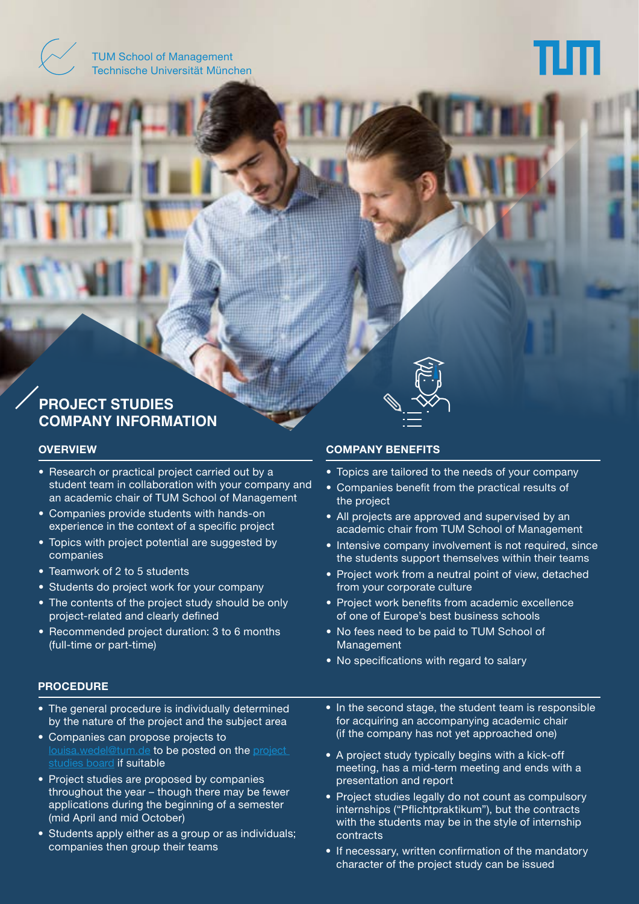TUM School of Management
Technische Universität München

# PROJECT STUDIES COMPANY INFORMATION

## OVERVIEW

- Research or practical project carried out by a student team in collaboration with your company and an academic chair of TUM School of Management
- Companies provide students with hands-on experience in the context of a specific project
- Topics with project potential are suggested by companies
- Teamwork of 2 to 5 students
- Students do project work for your company
- The contents of the project study should be only project-related and clearly defined
- Recommended project duration: 3 to 6 months (full-time or part-time)

## COMPANY BENEFITS

- Topics are tailored to the needs of your company
- Companies benefit from the practical results of the project
- All projects are approved and supervised by an academic chair from TUM School of Management
- Intensive company involvement is not required, since the students support themselves within their teams
- Project work from a neutral point of view, detached from your corporate culture
- Project work benefits from academic excellence of one of Europe's best business schools
- No fees need to be paid to TUM School of Management
- No specifications with regard to salary

## PROCEDURE

- The general procedure is individually determined by the nature of the project and the subject area
- Companies can propose projects to louisa.wedel@tum.de to be posted on the project studies board if suitable
- Project studies are proposed by companies throughout the year – though there may be fewer applications during the beginning of a semester (mid April and mid October)
- Students apply either as a group or as individuals; companies then group their teams
- In the second stage, the student team is responsible for acquiring an accompanying academic chair (if the company has not yet approached one)
- A project study typically begins with a kick-off meeting, has a mid-term meeting and ends with a presentation and report
- Project studies legally do not count as compulsory internships ("Pflichtpraktikum"), but the contracts with the students may be in the style of internship contracts
- If necessary, written confirmation of the mandatory character of the project study can be issued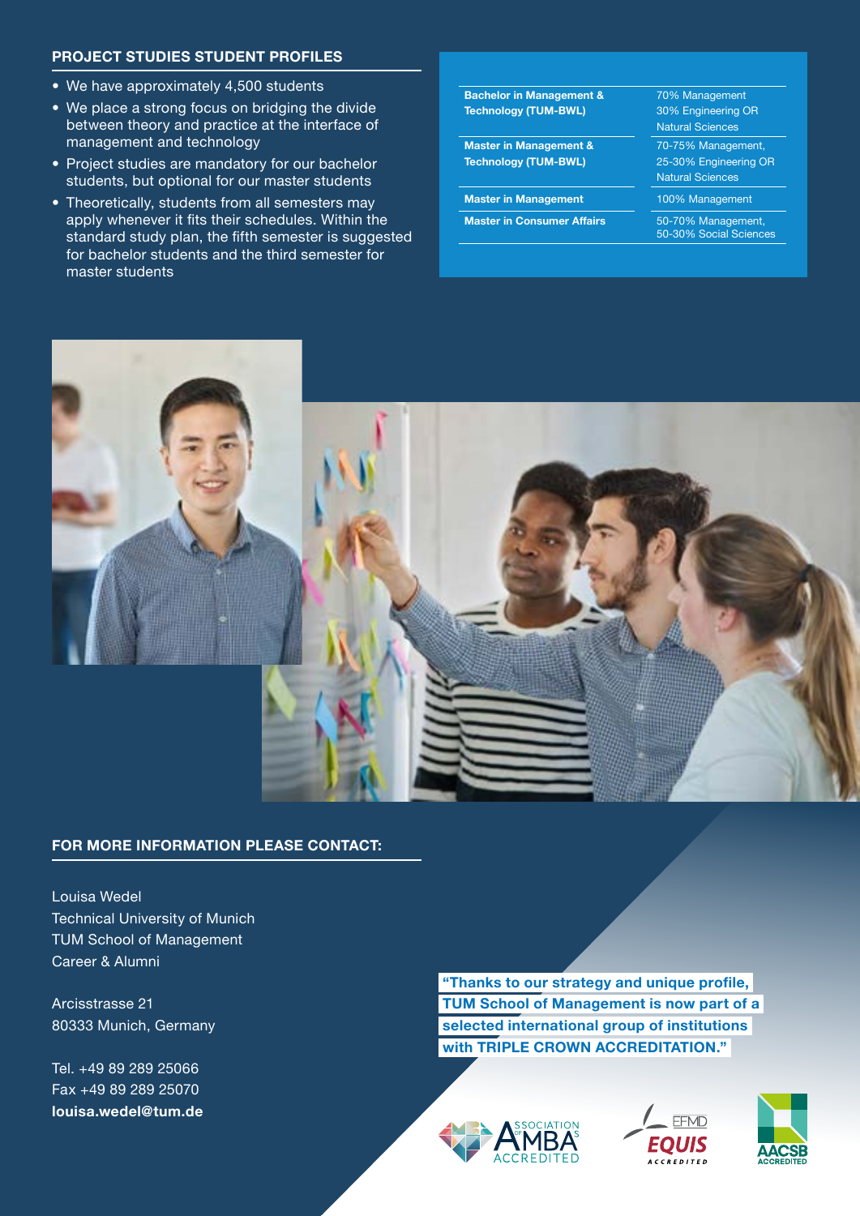## PROJECT STUDIES STUDENT PROFILES

- We have approximately 4,500 students
- We place a strong focus on bridging the divide between theory and practice at the interface of management and technology
- Project studies are mandatory for our bachelor students, but optional for our master students
- Theoretically, students from all semesters may apply whenever it fits their schedules. Within the standard study plan, the fifth semester is suggested for bachelor students and the third semester for master students

| | |
|---|---|
| **Bachelor in Management & Technology (TUM-BWL)** | 70% Management 30% Engineering OR Natural Sciences |
| **Master in Management & Technology (TUM-BWL)** | 70-75% Management, 25-30% Engineering OR Natural Sciences |
| **Master in Management** | 100% Management |
| **Master in Consumer Affairs** | 50-70% Management, 50-30% Social Sciences |

## FOR MORE INFORMATION PLEASE CONTACT:

Louisa Wedel
Technical University of Munich
TUM School of Management
Career & Alumni

Arcisstrasse 21
80333 Munich, Germany

Tel. +49 89 289 25066
Fax +49 89 289 25070
**louisa.wedel@tum.de**

**"Thanks to our strategy and unique profile, TUM School of Management is now part of a selected international group of institutions with TRIPLE CROWN ACCREDITATION."**

ASSOCIATION OF MBAs ACCREDITED

EFMD EQUIS ACCREDITED

AACSB ACCREDITED